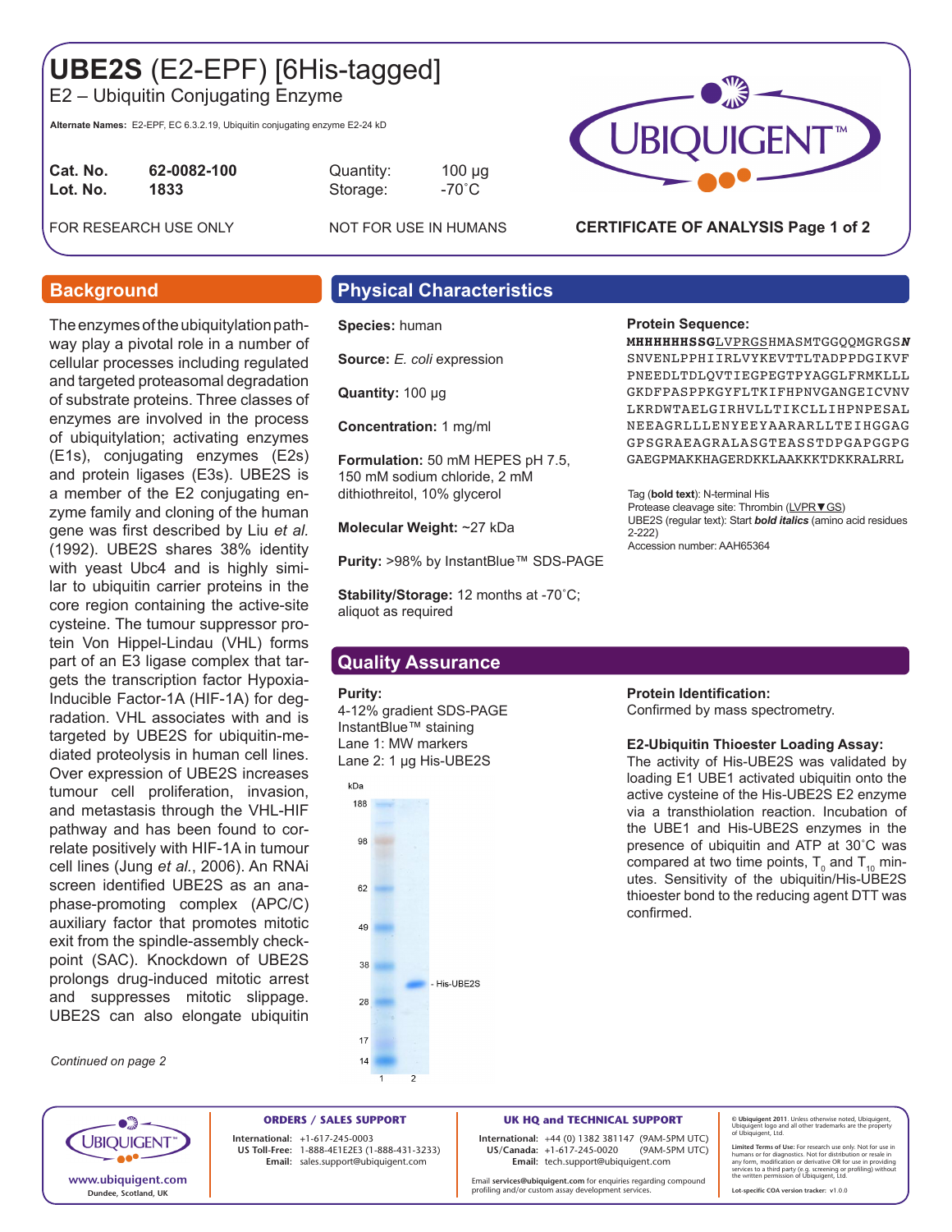# UBE2S (E2-EPF) [6His-tagged]

E2 – Ubiquitin Conjugating Enzyme

**Alternate Names:** E2-EPF, EC 6.3.2.19, Ubiquitin conjugating enzyme E2-24 kD

| | | | |
|---|---|---|---|
| **Cat. No.** | **62-0082-100** | Quantity: | 100 µg |
| **Lot. No.** | **1833** | Storage: | -70˚C |

FOR RESEARCH USE ONLY    NOT FOR USE IN HUMANS

**CERTIFICATE OF ANALYSIS Page 1 of 2**

## Background

The enzymes of the ubiquitylation pathway play a pivotal role in a number of cellular processes including regulated and targeted proteasomal degradation of substrate proteins. Three classes of enzymes are involved in the process of ubiquitylation; activating enzymes (E1s), conjugating enzymes (E2s) and protein ligases (E3s). UBE2S is a member of the E2 conjugating enzyme family and cloning of the human gene was first described by Liu *et al.* (1992). UBE2S shares 38% identity with yeast Ubc4 and is highly similar to ubiquitin carrier proteins in the core region containing the active-site cysteine. The tumour suppressor protein Von Hippel-Lindau (VHL) forms part of an E3 ligase complex that targets the transcription factor Hypoxia-Inducible Factor-1A (HIF-1A) for degradation. VHL associates with and is targeted by UBE2S for ubiquitin-mediated proteolysis in human cell lines. Over expression of UBE2S increases tumour cell proliferation, invasion, and metastasis through the VHL-HIF pathway and has been found to correlate positively with HIF-1A in tumour cell lines (Jung *et al.*, 2006). An RNAi screen identified UBE2S as an anaphase-promoting complex (APC/C) auxiliary factor that promotes mitotic exit from the spindle-assembly checkpoint (SAC). Knockdown of UBE2S prolongs drug-induced mitotic arrest and suppresses mitotic slippage. UBE2S can also elongate ubiquitin

*Continued on page 2*

## Physical Characteristics

**Species:** human

**Source:** *E. coli* expression

**Quantity:** 100 µg

**Concentration:** 1 mg/ml

**Formulation:** 50 mM HEPES pH 7.5, 150 mM sodium chloride, 2 mM dithiothreitol, 10% glycerol

**Molecular Weight:** ~27 kDa

**Purity:** >98% by InstantBlue™ SDS-PAGE

**Stability/Storage:** 12 months at -70˚C; aliquot as required

**Protein Sequence:**

```
MHHHHHHSSGLVPRGSHMASMTGGQQMGRGSN
SNVENLPPHIIRLVYKEVTTLTADPPDGIKVF
PNEEDLTDLQVTIEGPEGTPYAGGLFRMKLLL
GKDFPASPPKGYFLTKIFHPNVGANGEICVNV
LKRDWTAELGIRHVLLTIKCLLIHPNPESAL
NEEAGRLLLENYEEYAARARLLTEIHGGAG
GPSGRAEAGRALASGTEASSTDPGAPGGPG
GAEGPMAKKHAGERDKKLAAKKKTDKKRALRRL
```

Tag (**bold text**): N-terminal His
Protease cleavage site: Thrombin (LVPR▼GS)
UBE2S (regular text): Start ***bold italics*** (amino acid residues 2-222)
Accession number: AAH65364

## Quality Assurance

**Purity:**
4-12% gradient SDS-PAGE
InstantBlue™ staining
Lane 1: MW markers
Lane 2: 1 µg His-UBE2S

**Protein Identification:**
Confirmed by mass spectrometry.

**E2-Ubiquitin Thioester Loading Assay:**
The activity of His-UBE2S was validated by loading E1 UBE1 activated ubiquitin onto the active cysteine of the His-UBE2S E2 enzyme via a transthiolation reaction. Incubation of the UBE1 and His-UBE2S enzymes in the presence of ubiquitin and ATP at 30˚C was compared at two time points, $T_0$ and $T_{10}$ minutes. Sensitivity of the ubiquitin/His-UBE2S thioester bond to the reducing agent DTT was confirmed.

**ORDERS / SALES SUPPORT**
International: +1-617-245-0003
US Toll-Free: 1-888-4E1E2E3 (1-888-431-3233)
Email: sales.support@ubiquigent.com

**UK HQ and TECHNICAL SUPPORT**
International: +44 (0) 1382 381147 (9AM-5PM UTC)
US/Canada: +1-617-245-0020 (9AM-5PM UTC)
Email: tech.support@ubiquigent.com

Email services@ubiquigent.com for enquiries regarding compound profiling and/or custom assay development services.

www.ubiquigent.com
Dundee, Scotland, UK

© Ubiquigent 2011. Unless otherwise noted, Ubiquigent, Ubiquigent logo and all other trademarks are the property of Ubiquigent, Ltd.

Limited Terms of Use: For research use only. Not for use in humans or for diagnostics. Not for distribution or resale in any form, modification or derivative OR for use in providing services to a third party (e.g. screening or profiling) without the written permission of Ubiquigent, Ltd.

Lot-specific COA version tracker: v1.0.0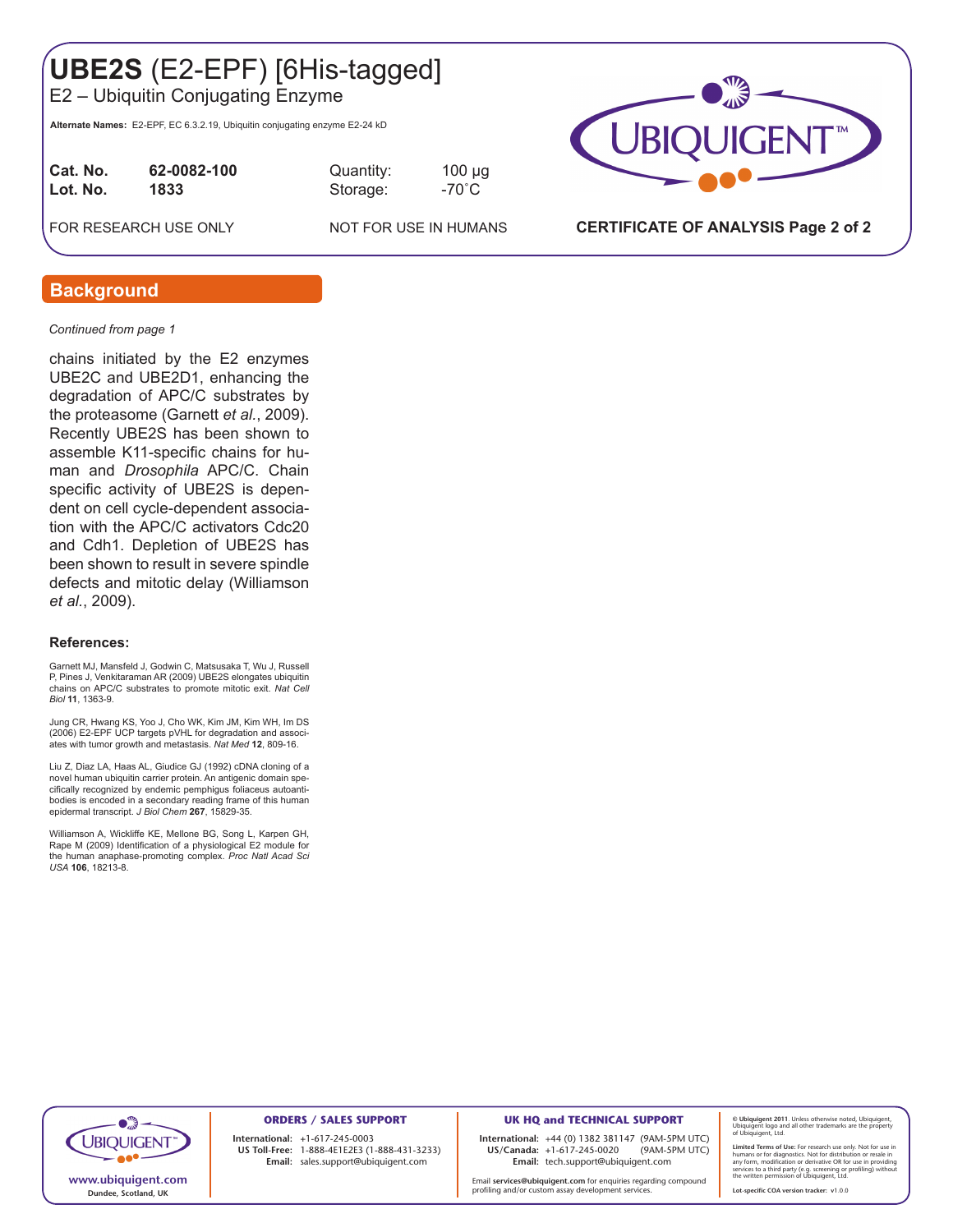# UBE2S (E2-EPF) [6His-tagged]

E2 – Ubiquitin Conjugating Enzyme

**Alternate Names:** E2-EPF, EC 6.3.2.19, Ubiquitin conjugating enzyme E2-24 kD

| | | | |
|---|---|---|---|
| **Cat. No.** | **62-0082-100** | Quantity: | 100 µg |
| **Lot. No.** | **1833** | Storage: | -70˚C |

FOR RESEARCH USE ONLY    NOT FOR USE IN HUMANS

**CERTIFICATE OF ANALYSIS Page 2 of 2**

## Background

*Continued from page 1*

chains initiated by the E2 enzymes UBE2C and UBE2D1, enhancing the degradation of APC/C substrates by the proteasome (Garnett *et al.*, 2009). Recently UBE2S has been shown to assemble K11-specific chains for human and *Drosophila* APC/C. Chain specific activity of UBE2S is dependent on cell cycle-dependent association with the APC/C activators Cdc20 and Cdh1. Depletion of UBE2S has been shown to result in severe spindle defects and mitotic delay (Williamson *et al.*, 2009).

### References:

Garnett MJ, Mansfeld J, Godwin C, Matsusaka T, Wu J, Russell P, Pines J, Venkitaraman AR (2009) UBE2S elongates ubiquitin chains on APC/C substrates to promote mitotic exit. *Nat Cell Biol* **11**, 1363-9.

Jung CR, Hwang KS, Yoo J, Cho WK, Kim JM, Kim WH, Im DS (2006) E2-EPF UCP targets pVHL for degradation and associates with tumor growth and metastasis. *Nat Med* **12**, 809-16.

Liu Z, Diaz LA, Haas AL, Giudice GJ (1992) cDNA cloning of a novel human ubiquitin carrier protein. An antigenic domain specifically recognized by endemic pemphigus foliaceus autoantibodies is encoded in a secondary reading frame of this human epidermal transcript. *J Biol Chem* **267**, 15829-35.

Williamson A, Wickliffe KE, Mellone BG, Song L, Karpen GH, Rape M (2009) Identification of a physiological E2 module for the human anaphase-promoting complex. *Proc Natl Acad Sci USA* **106**, 18213-8.

www.ubiquigent.com
Dundee, Scotland, UK

**ORDERS / SALES SUPPORT**

International: +1-617-245-0003
US Toll-Free: 1-888-4E1E2E3 (1-888-431-3233)
Email: sales.support@ubiquigent.com

**UK HQ and TECHNICAL SUPPORT**

International: +44 (0) 1382 381147 (9AM-5PM UTC)
US/Canada: +1-617-245-0020 (9AM-5PM UTC)
Email: tech.support@ubiquigent.com

Email **services@ubiquigent.com** for enquiries regarding compound profiling and/or custom assay development services.

**© Ubiquigent 2011**. Unless otherwise noted, Ubiquigent, Ubiquigent logo and all other trademarks are the property of Ubiquigent, Ltd.

**Limited Terms of Use:** For research use only. Not for use in humans or for diagnostics. Not for distribution or resale in any form, modification or derivative OR for use in providing services to a third party (e.g. screening or profiling) without the written permission of Ubiquigent, Ltd.

**Lot-specific COA version tracker:** v1.0.0